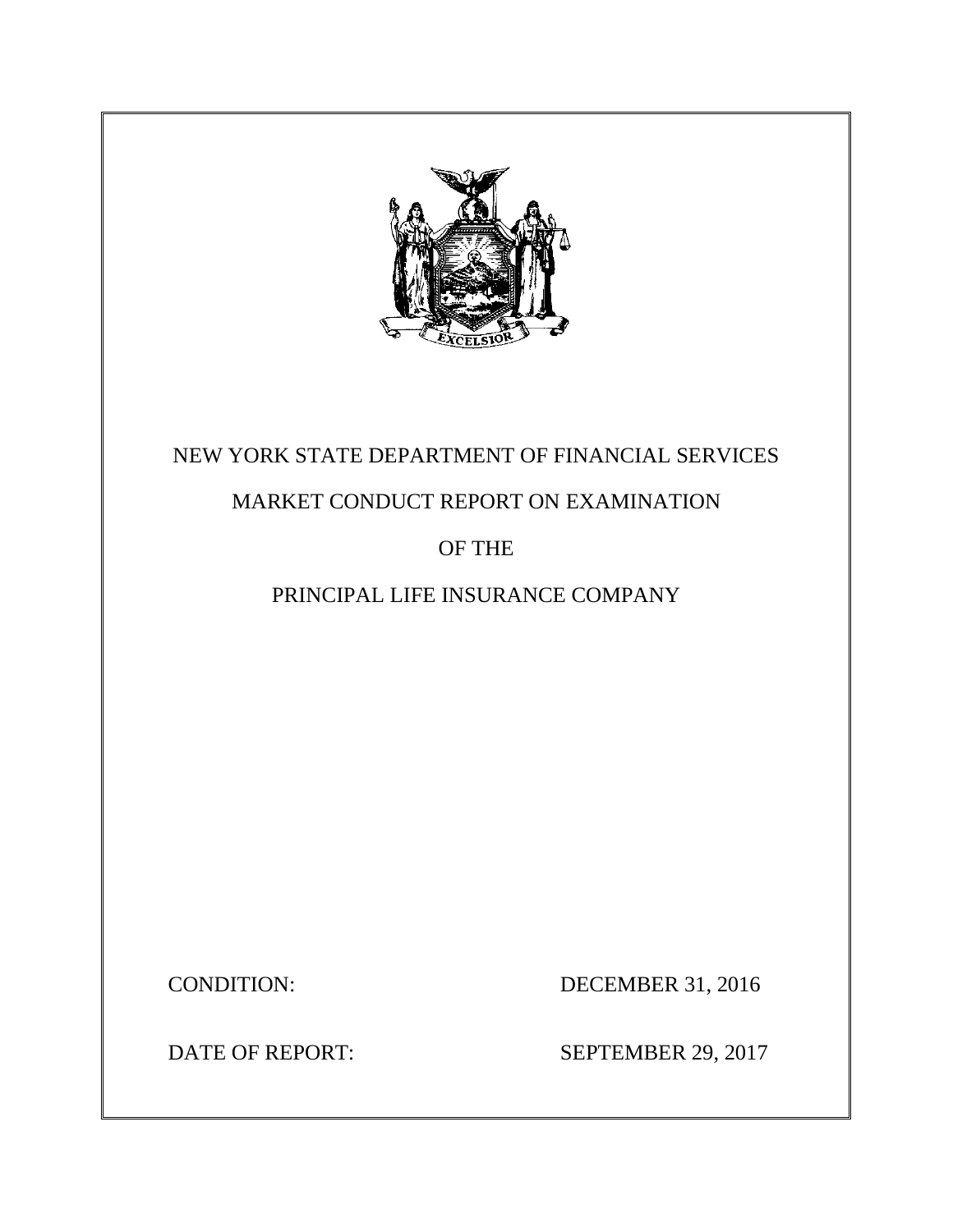NEW YORK STATE DEPARTMENT OF FINANCIAL SERVICES

MARKET CONDUCT REPORT ON EXAMINATION

OF THE

PRINCIPAL LIFE INSURANCE COMPANY

CONDITION: DECEMBER 31, 2016

DATE OF REPORT: SEPTEMBER 29, 2017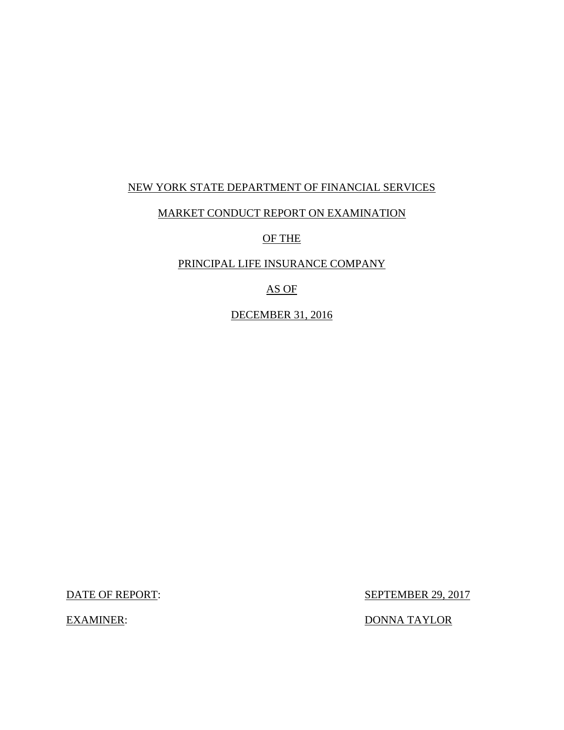NEW YORK STATE DEPARTMENT OF FINANCIAL SERVICES

MARKET CONDUCT REPORT ON EXAMINATION

OF THE

PRINCIPAL LIFE INSURANCE COMPANY

AS OF

DECEMBER 31, 2016

DATE OF REPORT: SEPTEMBER 29, 2017

EXAMINER: DONNA TAYLOR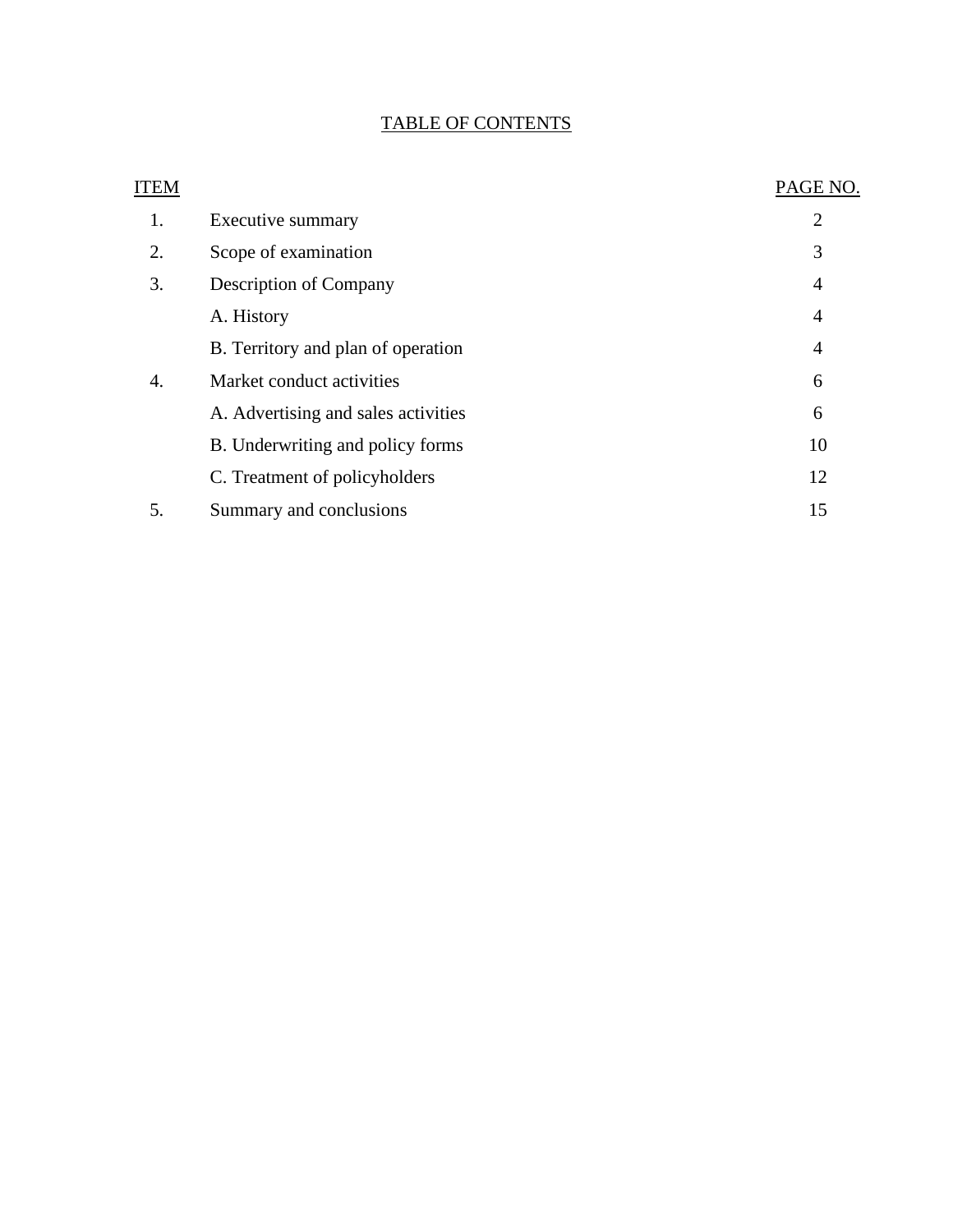# TABLE OF CONTENTS

| ITEM | | PAGE NO. |
|---|---|---|
| 1. | Executive summary | 2 |
| 2. | Scope of examination | 3 |
| 3. | Description of Company | 4 |
| | A. History | 4 |
| | B. Territory and plan of operation | 4 |
| 4. | Market conduct activities | 6 |
| | A. Advertising and sales activities | 6 |
| | B. Underwriting and policy forms | 10 |
| | C. Treatment of policyholders | 12 |
| 5. | Summary and conclusions | 15 |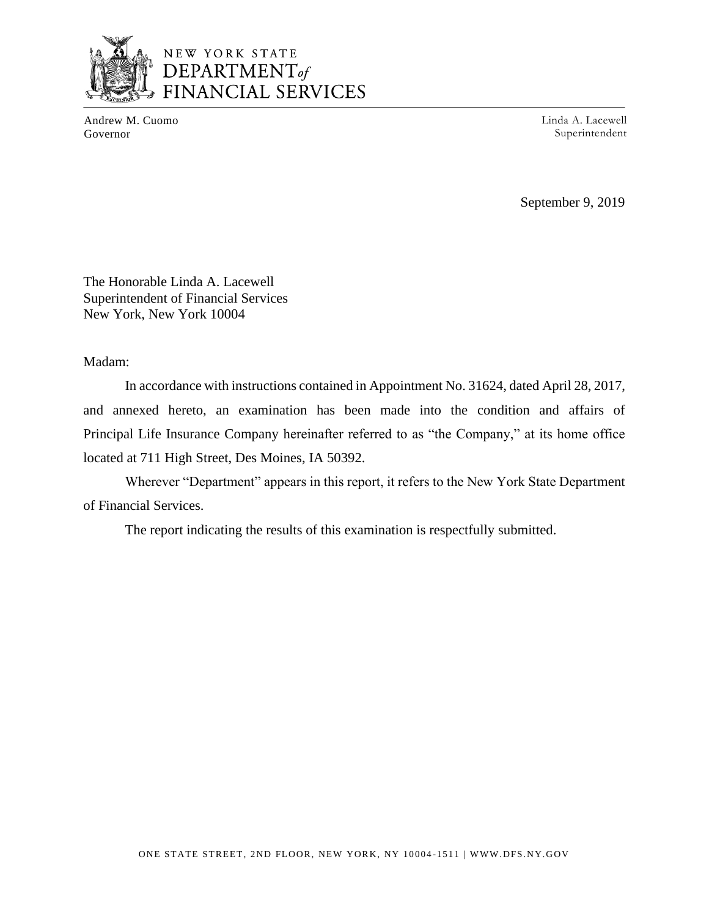NEW YORK STATE
DEPARTMENT of
FINANCIAL SERVICES

Andrew M. Cuomo
Governor

Linda A. Lacewell
Superintendent

September 9, 2019

The Honorable Linda A. Lacewell
Superintendent of Financial Services
New York, New York 10004

Madam:

In accordance with instructions contained in Appointment No. 31624, dated April 28, 2017, and annexed hereto, an examination has been made into the condition and affairs of Principal Life Insurance Company hereinafter referred to as "the Company," at its home office located at 711 High Street, Des Moines, IA 50392.

Wherever "Department" appears in this report, it refers to the New York State Department of Financial Services.

The report indicating the results of this examination is respectfully submitted.

ONE STATE STREET, 2ND FLOOR, NEW YORK, NY 10004-1511 | WWW.DFS.NY.GOV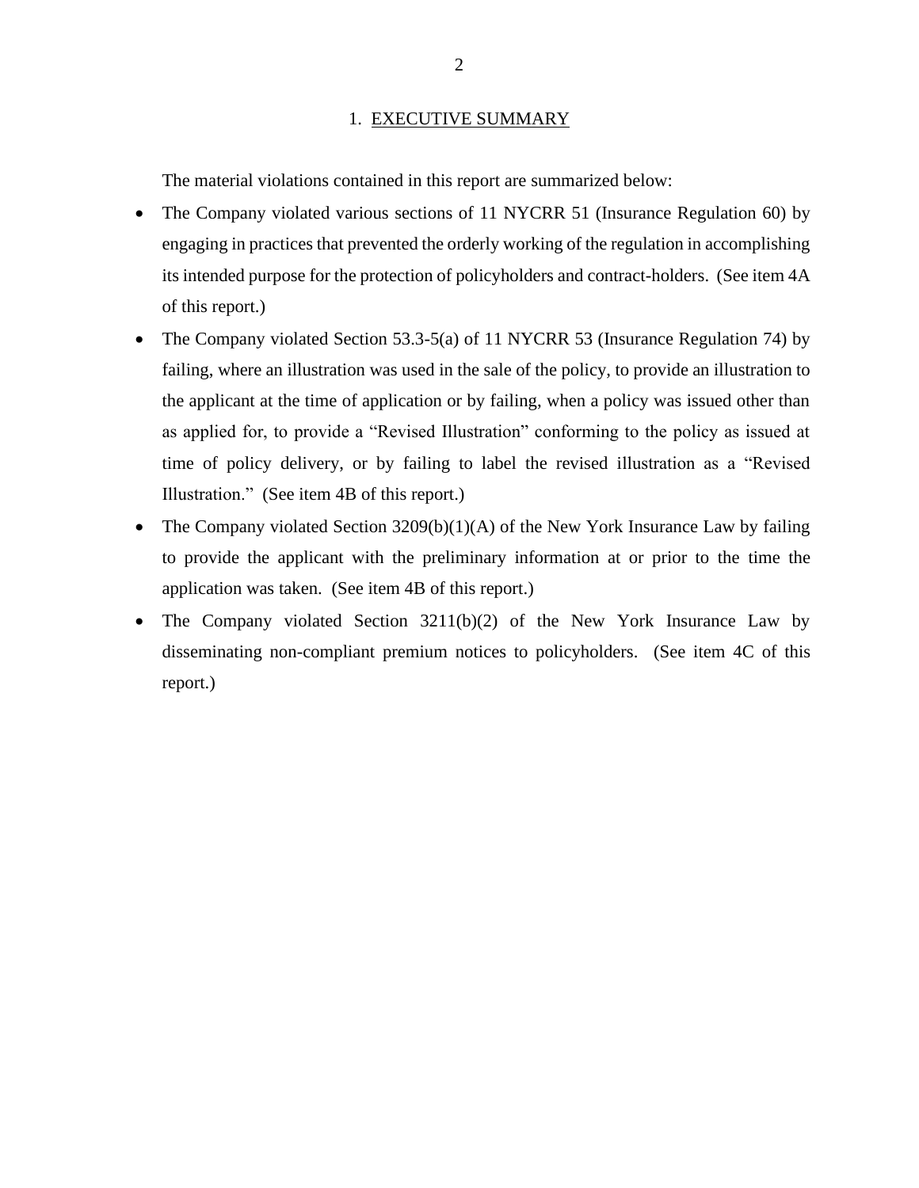## 1. EXECUTIVE SUMMARY

The material violations contained in this report are summarized below:

- The Company violated various sections of 11 NYCRR 51 (Insurance Regulation 60) by engaging in practices that prevented the orderly working of the regulation in accomplishing its intended purpose for the protection of policyholders and contract-holders. (See item 4A of this report.)
- The Company violated Section 53.3-5(a) of 11 NYCRR 53 (Insurance Regulation 74) by failing, where an illustration was used in the sale of the policy, to provide an illustration to the applicant at the time of application or by failing, when a policy was issued other than as applied for, to provide a "Revised Illustration" conforming to the policy as issued at time of policy delivery, or by failing to label the revised illustration as a "Revised Illustration." (See item 4B of this report.)
- The Company violated Section 3209(b)(1)(A) of the New York Insurance Law by failing to provide the applicant with the preliminary information at or prior to the time the application was taken. (See item 4B of this report.)
- The Company violated Section 3211(b)(2) of the New York Insurance Law by disseminating non-compliant premium notices to policyholders. (See item 4C of this report.)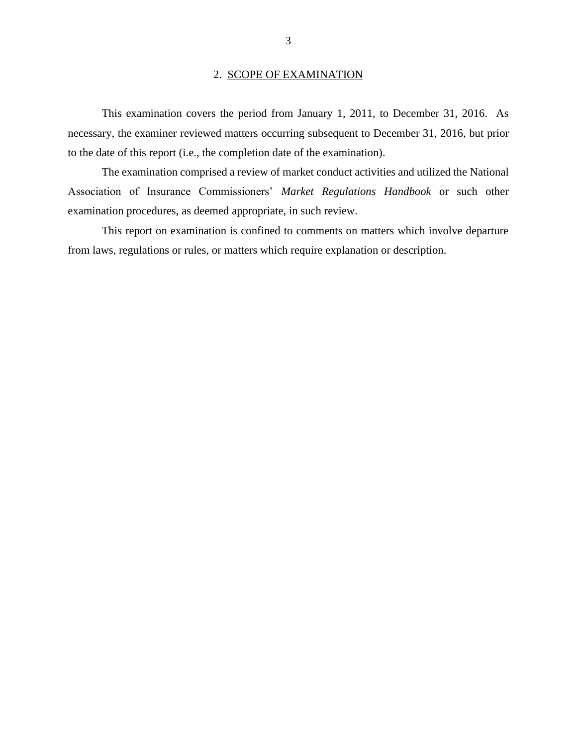## 2. SCOPE OF EXAMINATION

This examination covers the period from January 1, 2011, to December 31, 2016. As necessary, the examiner reviewed matters occurring subsequent to December 31, 2016, but prior to the date of this report (i.e., the completion date of the examination).

The examination comprised a review of market conduct activities and utilized the National Association of Insurance Commissioners' *Market Regulations Handbook* or such other examination procedures, as deemed appropriate, in such review.

This report on examination is confined to comments on matters which involve departure from laws, regulations or rules, or matters which require explanation or description.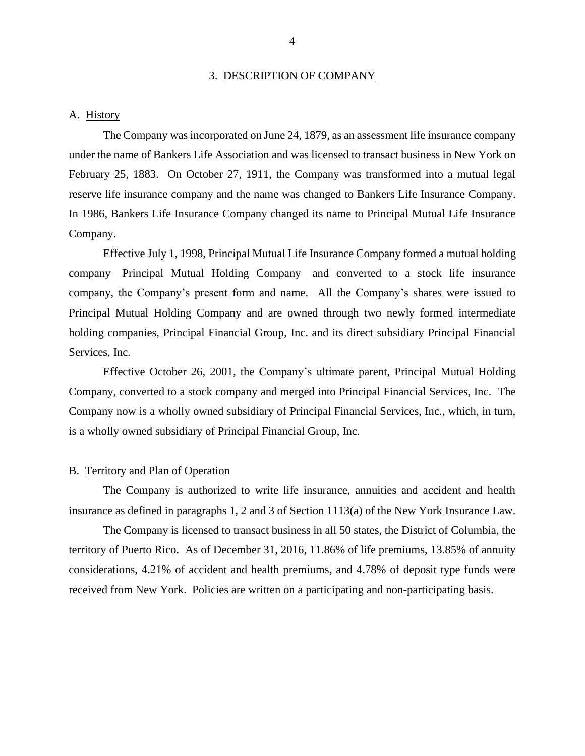## 3. DESCRIPTION OF COMPANY

### A. History

The Company was incorporated on June 24, 1879, as an assessment life insurance company under the name of Bankers Life Association and was licensed to transact business in New York on February 25, 1883. On October 27, 1911, the Company was transformed into a mutual legal reserve life insurance company and the name was changed to Bankers Life Insurance Company. In 1986, Bankers Life Insurance Company changed its name to Principal Mutual Life Insurance Company.

Effective July 1, 1998, Principal Mutual Life Insurance Company formed a mutual holding company—Principal Mutual Holding Company—and converted to a stock life insurance company, the Company's present form and name. All the Company's shares were issued to Principal Mutual Holding Company and are owned through two newly formed intermediate holding companies, Principal Financial Group, Inc. and its direct subsidiary Principal Financial Services, Inc.

Effective October 26, 2001, the Company's ultimate parent, Principal Mutual Holding Company, converted to a stock company and merged into Principal Financial Services, Inc. The Company now is a wholly owned subsidiary of Principal Financial Services, Inc., which, in turn, is a wholly owned subsidiary of Principal Financial Group, Inc.

### B. Territory and Plan of Operation

The Company is authorized to write life insurance, annuities and accident and health insurance as defined in paragraphs 1, 2 and 3 of Section 1113(a) of the New York Insurance Law.

The Company is licensed to transact business in all 50 states, the District of Columbia, the territory of Puerto Rico. As of December 31, 2016, 11.86% of life premiums, 13.85% of annuity considerations, 4.21% of accident and health premiums, and 4.78% of deposit type funds were received from New York. Policies are written on a participating and non-participating basis.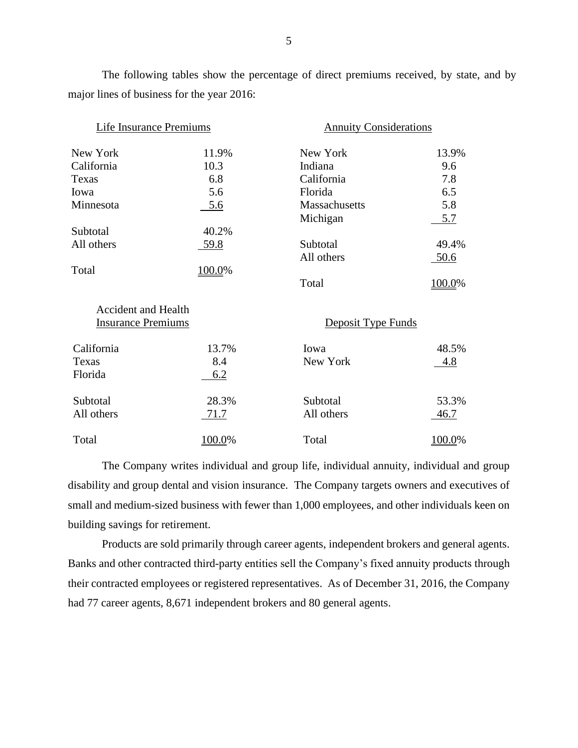The following tables show the percentage of direct premiums received, by state, and by major lines of business for the year 2016:

**Life Insurance Premiums**

| State | Percentage |
|---|---|
| New York | 11.9% |
| California | 10.3 |
| Texas | 6.8 |
| Iowa | 5.6 |
| Minnesota | 5.6 |
| Subtotal | 40.2% |
| All others | 59.8 |
| Total | 100.0% |

**Annuity Considerations**

| State | Percentage |
|---|---|
| New York | 13.9% |
| Indiana | 9.6 |
| California | 7.8 |
| Florida | 6.5 |
| Massachusetts | 5.8 |
| Michigan | 5.7 |
| Subtotal | 49.4% |
| All others | 50.6 |
| Total | 100.0% |

**Accident and Health Insurance Premiums**

| State | Percentage |
|---|---|
| California | 13.7% |
| Texas | 8.4 |
| Florida | 6.2 |
| Subtotal | 28.3% |
| All others | 71.7 |
| Total | 100.0% |

**Deposit Type Funds**

| State | Percentage |
|---|---|
| Iowa | 48.5% |
| New York | 4.8 |
| Subtotal | 53.3% |
| All others | 46.7 |
| Total | 100.0% |

The Company writes individual and group life, individual annuity, individual and group disability and group dental and vision insurance. The Company targets owners and executives of small and medium-sized business with fewer than 1,000 employees, and other individuals keen on building savings for retirement.

Products are sold primarily through career agents, independent brokers and general agents. Banks and other contracted third-party entities sell the Company's fixed annuity products through their contracted employees or registered representatives. As of December 31, 2016, the Company had 77 career agents, 8,671 independent brokers and 80 general agents.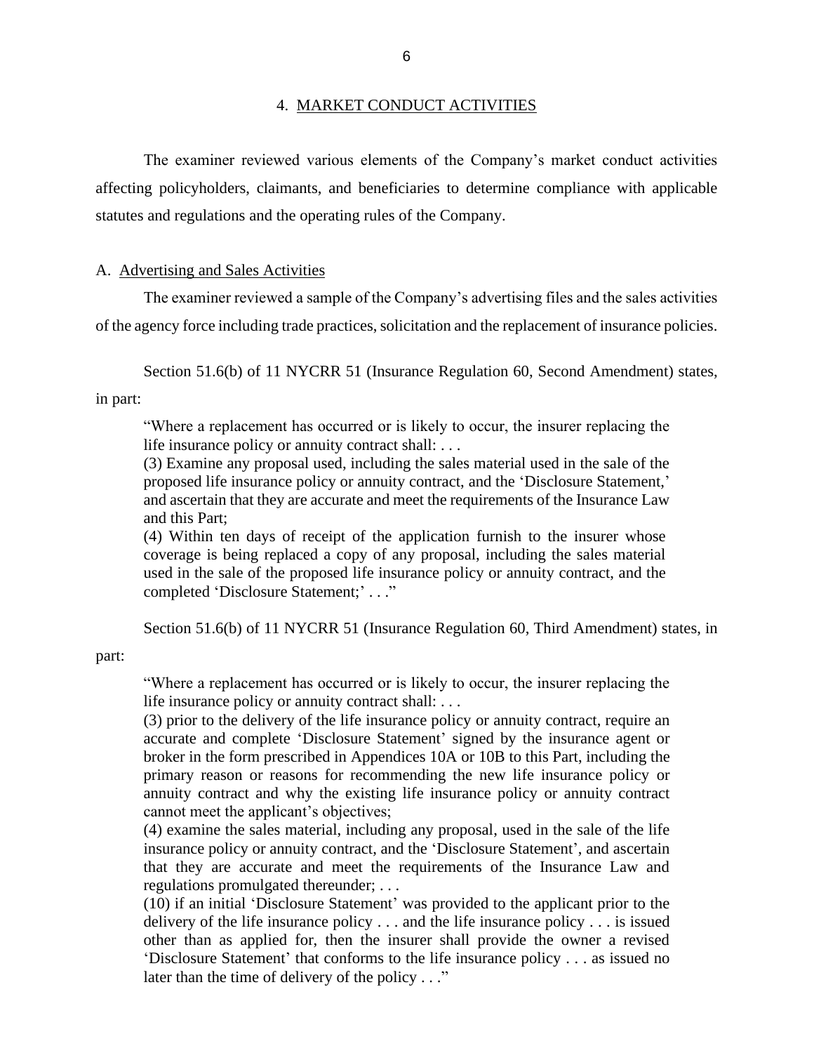## 4. MARKET CONDUCT ACTIVITIES

The examiner reviewed various elements of the Company's market conduct activities affecting policyholders, claimants, and beneficiaries to determine compliance with applicable statutes and regulations and the operating rules of the Company.

### A. Advertising and Sales Activities

The examiner reviewed a sample of the Company's advertising files and the sales activities of the agency force including trade practices, solicitation and the replacement of insurance policies.

Section 51.6(b) of 11 NYCRR 51 (Insurance Regulation 60, Second Amendment) states, in part:

> "Where a replacement has occurred or is likely to occur, the insurer replacing the life insurance policy or annuity contract shall: . . .
> (3) Examine any proposal used, including the sales material used in the sale of the proposed life insurance policy or annuity contract, and the 'Disclosure Statement,' and ascertain that they are accurate and meet the requirements of the Insurance Law and this Part;
> (4) Within ten days of receipt of the application furnish to the insurer whose coverage is being replaced a copy of any proposal, including the sales material used in the sale of the proposed life insurance policy or annuity contract, and the completed 'Disclosure Statement;' . . ."

Section 51.6(b) of 11 NYCRR 51 (Insurance Regulation 60, Third Amendment) states, in part:

> "Where a replacement has occurred or is likely to occur, the insurer replacing the life insurance policy or annuity contract shall: . . .
> (3) prior to the delivery of the life insurance policy or annuity contract, require an accurate and complete 'Disclosure Statement' signed by the insurance agent or broker in the form prescribed in Appendices 10A or 10B to this Part, including the primary reason or reasons for recommending the new life insurance policy or annuity contract and why the existing life insurance policy or annuity contract cannot meet the applicant's objectives;
> (4) examine the sales material, including any proposal, used in the sale of the life insurance policy or annuity contract, and the 'Disclosure Statement', and ascertain that they are accurate and meet the requirements of the Insurance Law and regulations promulgated thereunder; . . .
> (10) if an initial 'Disclosure Statement' was provided to the applicant prior to the delivery of the life insurance policy . . . and the life insurance policy . . . is issued other than as applied for, then the insurer shall provide the owner a revised 'Disclosure Statement' that conforms to the life insurance policy . . . as issued no later than the time of delivery of the policy . . ."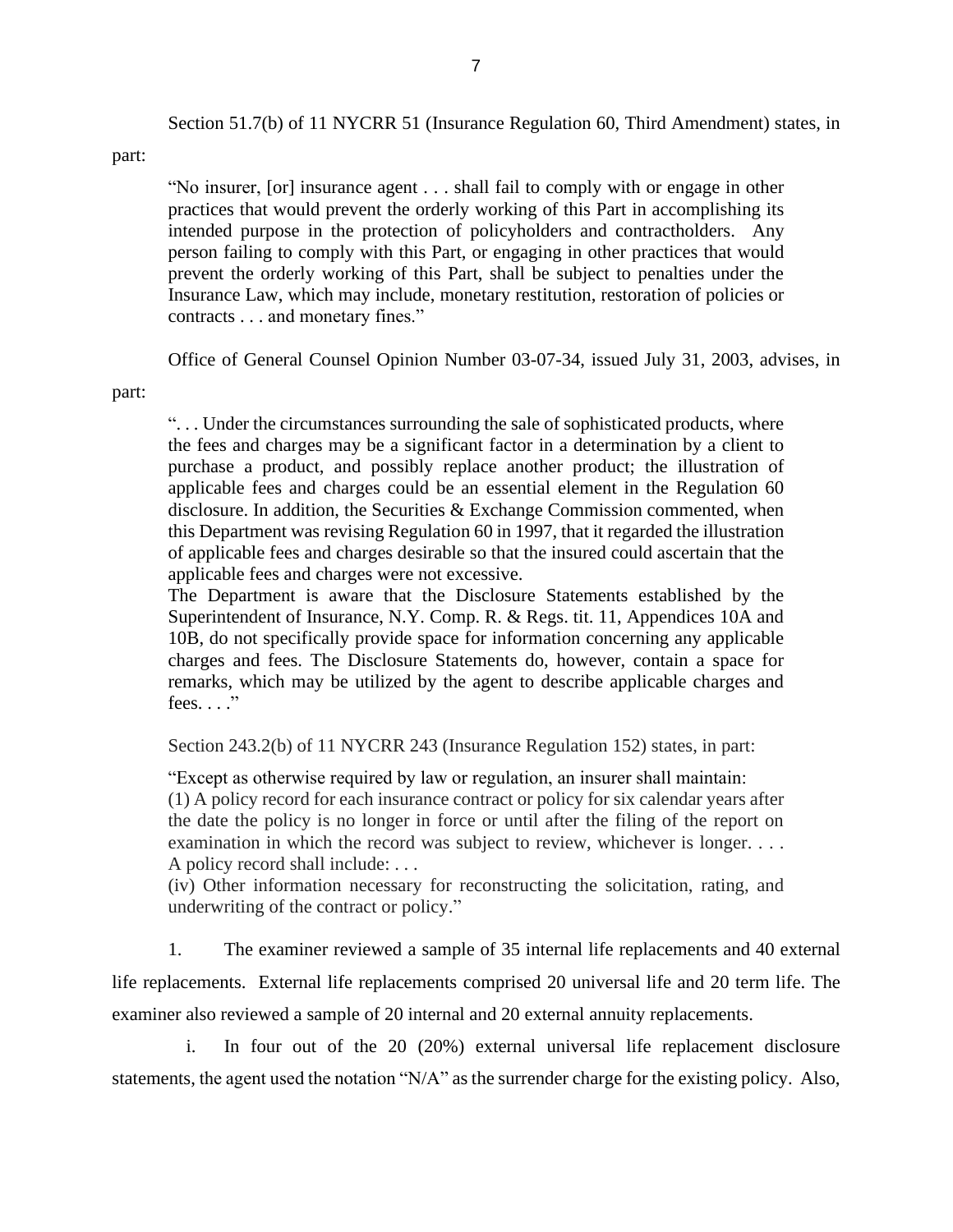Section 51.7(b) of 11 NYCRR 51 (Insurance Regulation 60, Third Amendment) states, in part:

> "No insurer, [or] insurance agent . . . shall fail to comply with or engage in other practices that would prevent the orderly working of this Part in accomplishing its intended purpose in the protection of policyholders and contractholders. Any person failing to comply with this Part, or engaging in other practices that would prevent the orderly working of this Part, shall be subject to penalties under the Insurance Law, which may include, monetary restitution, restoration of policies or contracts . . . and monetary fines."

Office of General Counsel Opinion Number 03-07-34, issued July 31, 2003, advises, in part:

> ". . . Under the circumstances surrounding the sale of sophisticated products, where the fees and charges may be a significant factor in a determination by a client to purchase a product, and possibly replace another product; the illustration of applicable fees and charges could be an essential element in the Regulation 60 disclosure. In addition, the Securities & Exchange Commission commented, when this Department was revising Regulation 60 in 1997, that it regarded the illustration of applicable fees and charges desirable so that the insured could ascertain that the applicable fees and charges were not excessive.
>
> The Department is aware that the Disclosure Statements established by the Superintendent of Insurance, N.Y. Comp. R. & Regs. tit. 11, Appendices 10A and 10B, do not specifically provide space for information concerning any applicable charges and fees. The Disclosure Statements do, however, contain a space for remarks, which may be utilized by the agent to describe applicable charges and fees. . . ."

Section 243.2(b) of 11 NYCRR 243 (Insurance Regulation 152) states, in part:

> "Except as otherwise required by law or regulation, an insurer shall maintain:
>
> (1) A policy record for each insurance contract or policy for six calendar years after the date the policy is no longer in force or until after the filing of the report on examination in which the record was subject to review, whichever is longer. . . . A policy record shall include: . . .
>
> (iv) Other information necessary for reconstructing the solicitation, rating, and underwriting of the contract or policy."

1. The examiner reviewed a sample of 35 internal life replacements and 40 external life replacements. External life replacements comprised 20 universal life and 20 term life. The examiner also reviewed a sample of 20 internal and 20 external annuity replacements.

   i. In four out of the 20 (20%) external universal life replacement disclosure statements, the agent used the notation "N/A" as the surrender charge for the existing policy. Also,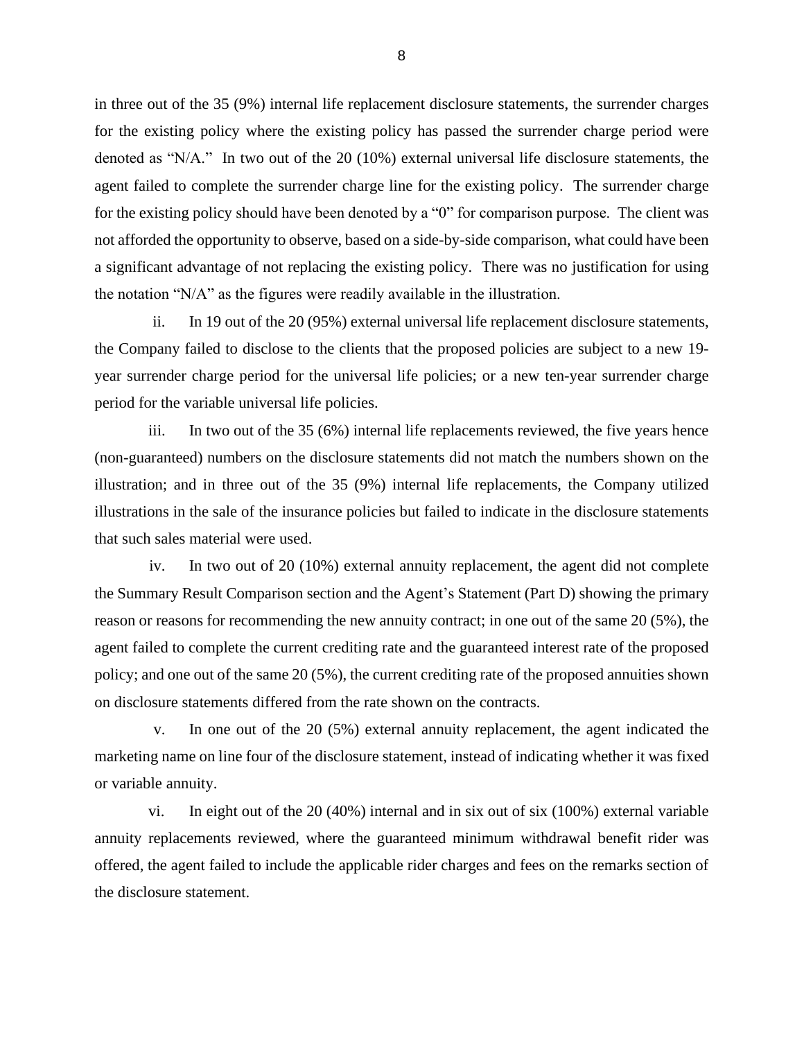in three out of the 35 (9%) internal life replacement disclosure statements, the surrender charges for the existing policy where the existing policy has passed the surrender charge period were denoted as "N/A." In two out of the 20 (10%) external universal life disclosure statements, the agent failed to complete the surrender charge line for the existing policy. The surrender charge for the existing policy should have been denoted by a "0" for comparison purpose. The client was not afforded the opportunity to observe, based on a side-by-side comparison, what could have been a significant advantage of not replacing the existing policy. There was no justification for using the notation "N/A" as the figures were readily available in the illustration.

ii. In 19 out of the 20 (95%) external universal life replacement disclosure statements, the Company failed to disclose to the clients that the proposed policies are subject to a new 19-year surrender charge period for the universal life policies; or a new ten-year surrender charge period for the variable universal life policies.

iii. In two out of the 35 (6%) internal life replacements reviewed, the five years hence (non-guaranteed) numbers on the disclosure statements did not match the numbers shown on the illustration; and in three out of the 35 (9%) internal life replacements, the Company utilized illustrations in the sale of the insurance policies but failed to indicate in the disclosure statements that such sales material were used.

iv. In two out of 20 (10%) external annuity replacement, the agent did not complete the Summary Result Comparison section and the Agent's Statement (Part D) showing the primary reason or reasons for recommending the new annuity contract; in one out of the same 20 (5%), the agent failed to complete the current crediting rate and the guaranteed interest rate of the proposed policy; and one out of the same 20 (5%), the current crediting rate of the proposed annuities shown on disclosure statements differed from the rate shown on the contracts.

v. In one out of the 20 (5%) external annuity replacement, the agent indicated the marketing name on line four of the disclosure statement, instead of indicating whether it was fixed or variable annuity.

vi. In eight out of the 20 (40%) internal and in six out of six (100%) external variable annuity replacements reviewed, where the guaranteed minimum withdrawal benefit rider was offered, the agent failed to include the applicable rider charges and fees on the remarks section of the disclosure statement.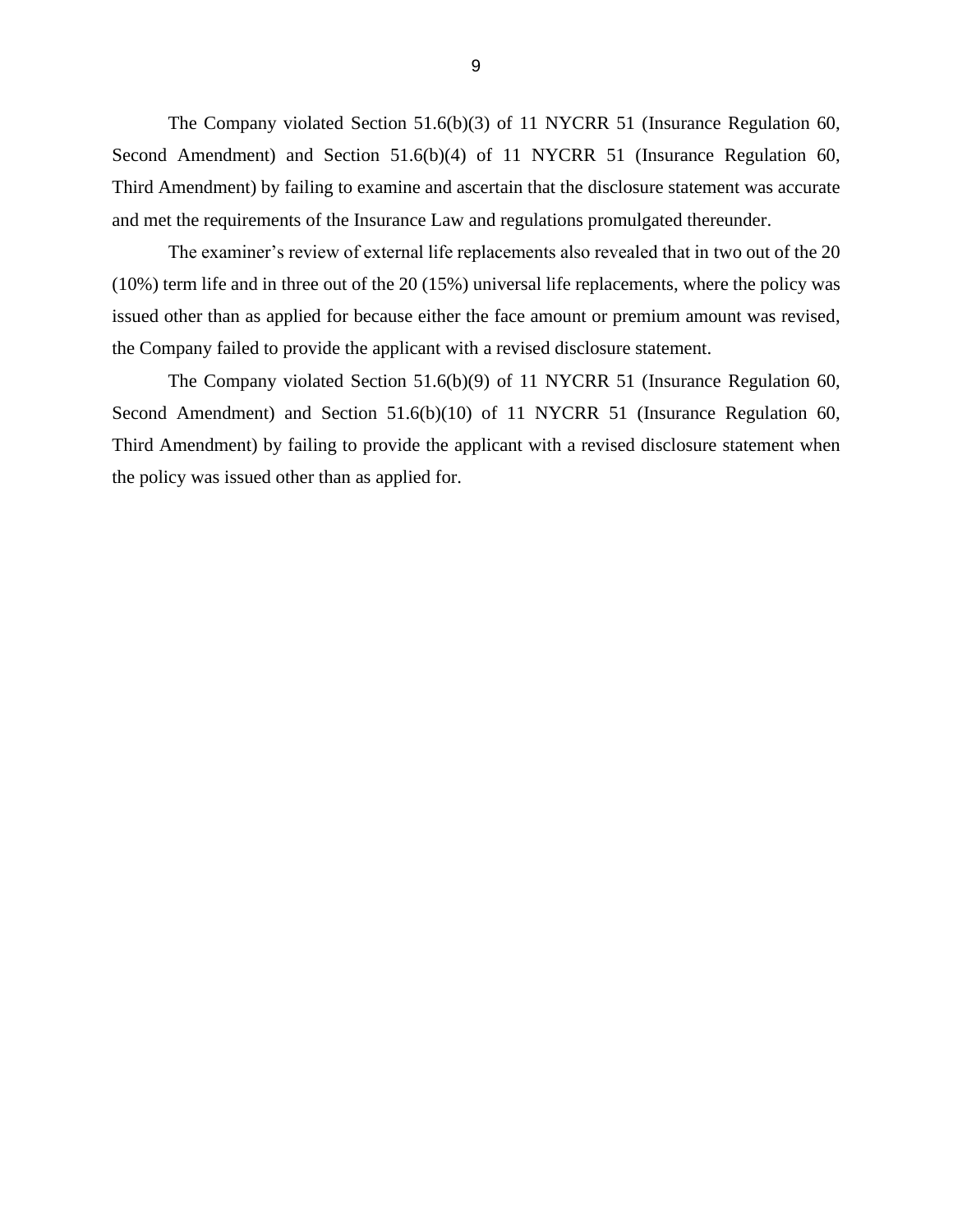The Company violated Section 51.6(b)(3) of 11 NYCRR 51 (Insurance Regulation 60, Second Amendment) and Section 51.6(b)(4) of 11 NYCRR 51 (Insurance Regulation 60, Third Amendment) by failing to examine and ascertain that the disclosure statement was accurate and met the requirements of the Insurance Law and regulations promulgated thereunder.

The examiner's review of external life replacements also revealed that in two out of the 20 (10%) term life and in three out of the 20 (15%) universal life replacements, where the policy was issued other than as applied for because either the face amount or premium amount was revised, the Company failed to provide the applicant with a revised disclosure statement.

The Company violated Section 51.6(b)(9) of 11 NYCRR 51 (Insurance Regulation 60, Second Amendment) and Section 51.6(b)(10) of 11 NYCRR 51 (Insurance Regulation 60, Third Amendment) by failing to provide the applicant with a revised disclosure statement when the policy was issued other than as applied for.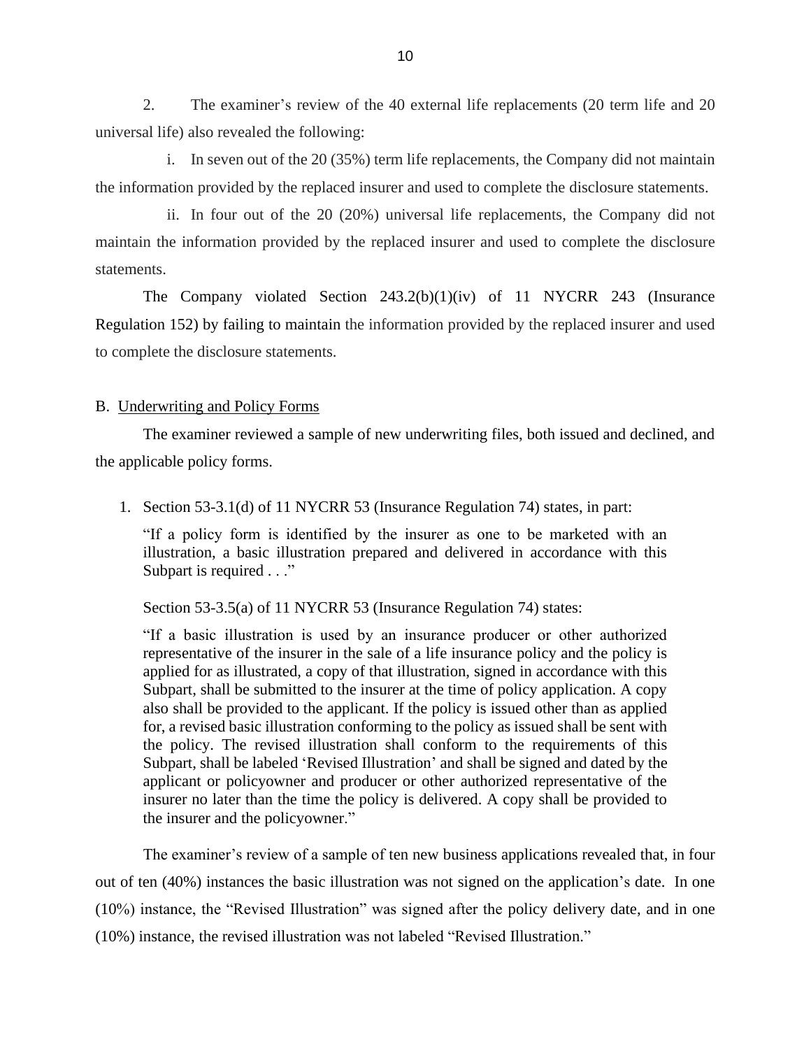2. The examiner's review of the 40 external life replacements (20 term life and 20 universal life) also revealed the following:

i. In seven out of the 20 (35%) term life replacements, the Company did not maintain the information provided by the replaced insurer and used to complete the disclosure statements.

ii. In four out of the 20 (20%) universal life replacements, the Company did not maintain the information provided by the replaced insurer and used to complete the disclosure statements.

The Company violated Section 243.2(b)(1)(iv) of 11 NYCRR 243 (Insurance Regulation 152) by failing to maintain the information provided by the replaced insurer and used to complete the disclosure statements.

## B. Underwriting and Policy Forms

The examiner reviewed a sample of new underwriting files, both issued and declined, and the applicable policy forms.

1. Section 53-3.1(d) of 11 NYCRR 53 (Insurance Regulation 74) states, in part:

   > "If a policy form is identified by the insurer as one to be marketed with an illustration, a basic illustration prepared and delivered in accordance with this Subpart is required . . ."

   Section 53-3.5(a) of 11 NYCRR 53 (Insurance Regulation 74) states:

   > "If a basic illustration is used by an insurance producer or other authorized representative of the insurer in the sale of a life insurance policy and the policy is applied for as illustrated, a copy of that illustration, signed in accordance with this Subpart, shall be submitted to the insurer at the time of policy application. A copy also shall be provided to the applicant. If the policy is issued other than as applied for, a revised basic illustration conforming to the policy as issued shall be sent with the policy. The revised illustration shall conform to the requirements of this Subpart, shall be labeled 'Revised Illustration' and shall be signed and dated by the applicant or policyowner and producer or other authorized representative of the insurer no later than the time the policy is delivered. A copy shall be provided to the insurer and the policyowner."

The examiner's review of a sample of ten new business applications revealed that, in four out of ten (40%) instances the basic illustration was not signed on the application's date. In one (10%) instance, the "Revised Illustration" was signed after the policy delivery date, and in one (10%) instance, the revised illustration was not labeled "Revised Illustration."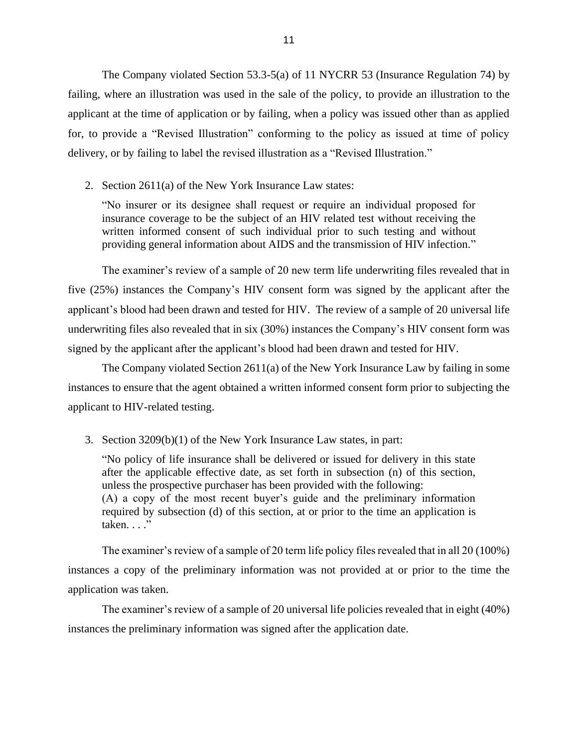The Company violated Section 53.3-5(a) of 11 NYCRR 53 (Insurance Regulation 74) by failing, where an illustration was used in the sale of the policy, to provide an illustration to the applicant at the time of application or by failing, when a policy was issued other than as applied for, to provide a "Revised Illustration" conforming to the policy as issued at time of policy delivery, or by failing to label the revised illustration as a "Revised Illustration."

2. Section 2611(a) of the New York Insurance Law states:

> "No insurer or its designee shall request or require an individual proposed for insurance coverage to be the subject of an HIV related test without receiving the written informed consent of such individual prior to such testing and without providing general information about AIDS and the transmission of HIV infection."

The examiner's review of a sample of 20 new term life underwriting files revealed that in five (25%) instances the Company's HIV consent form was signed by the applicant after the applicant's blood had been drawn and tested for HIV. The review of a sample of 20 universal life underwriting files also revealed that in six (30%) instances the Company's HIV consent form was signed by the applicant after the applicant's blood had been drawn and tested for HIV.

The Company violated Section 2611(a) of the New York Insurance Law by failing in some instances to ensure that the agent obtained a written informed consent form prior to subjecting the applicant to HIV-related testing.

3. Section 3209(b)(1) of the New York Insurance Law states, in part:

> "No policy of life insurance shall be delivered or issued for delivery in this state after the applicable effective date, as set forth in subsection (n) of this section, unless the prospective purchaser has been provided with the following:
> (A) a copy of the most recent buyer's guide and the preliminary information required by subsection (d) of this section, at or prior to the time an application is taken. . . ."

The examiner's review of a sample of 20 term life policy files revealed that in all 20 (100%) instances a copy of the preliminary information was not provided at or prior to the time the application was taken.

The examiner's review of a sample of 20 universal life policies revealed that in eight (40%) instances the preliminary information was signed after the application date.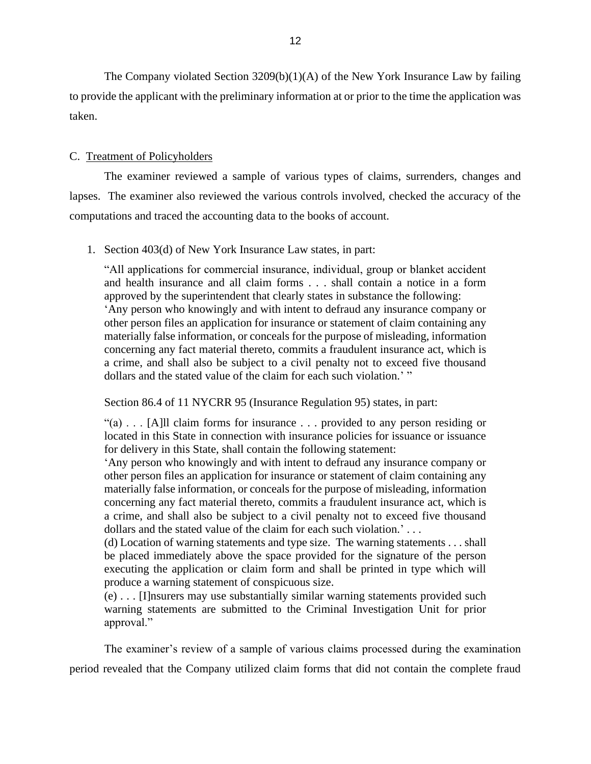The Company violated Section 3209(b)(1)(A) of the New York Insurance Law by failing to provide the applicant with the preliminary information at or prior to the time the application was taken.

C. Treatment of Policyholders

The examiner reviewed a sample of various types of claims, surrenders, changes and lapses. The examiner also reviewed the various controls involved, checked the accuracy of the computations and traced the accounting data to the books of account.

1. Section 403(d) of New York Insurance Law states, in part:

> "All applications for commercial insurance, individual, group or blanket accident and health insurance and all claim forms . . . shall contain a notice in a form approved by the superintendent that clearly states in substance the following: 'Any person who knowingly and with intent to defraud any insurance company or other person files an application for insurance or statement of claim containing any materially false information, or conceals for the purpose of misleading, information concerning any fact material thereto, commits a fraudulent insurance act, which is a crime, and shall also be subject to a civil penalty not to exceed five thousand dollars and the stated value of the claim for each such violation.' "

Section 86.4 of 11 NYCRR 95 (Insurance Regulation 95) states, in part:

> "(a) . . . [A]ll claim forms for insurance . . . provided to any person residing or located in this State in connection with insurance policies for issuance or issuance for delivery in this State, shall contain the following statement:
> 'Any person who knowingly and with intent to defraud any insurance company or other person files an application for insurance or statement of claim containing any materially false information, or conceals for the purpose of misleading, information concerning any fact material thereto, commits a fraudulent insurance act, which is a crime, and shall also be subject to a civil penalty not to exceed five thousand dollars and the stated value of the claim for each such violation.' . . .
> (d) Location of warning statements and type size. The warning statements . . . shall be placed immediately above the space provided for the signature of the person executing the application or claim form and shall be printed in type which will produce a warning statement of conspicuous size.
> (e) . . . [I]nsurers may use substantially similar warning statements provided such warning statements are submitted to the Criminal Investigation Unit for prior approval."

The examiner's review of a sample of various claims processed during the examination period revealed that the Company utilized claim forms that did not contain the complete fraud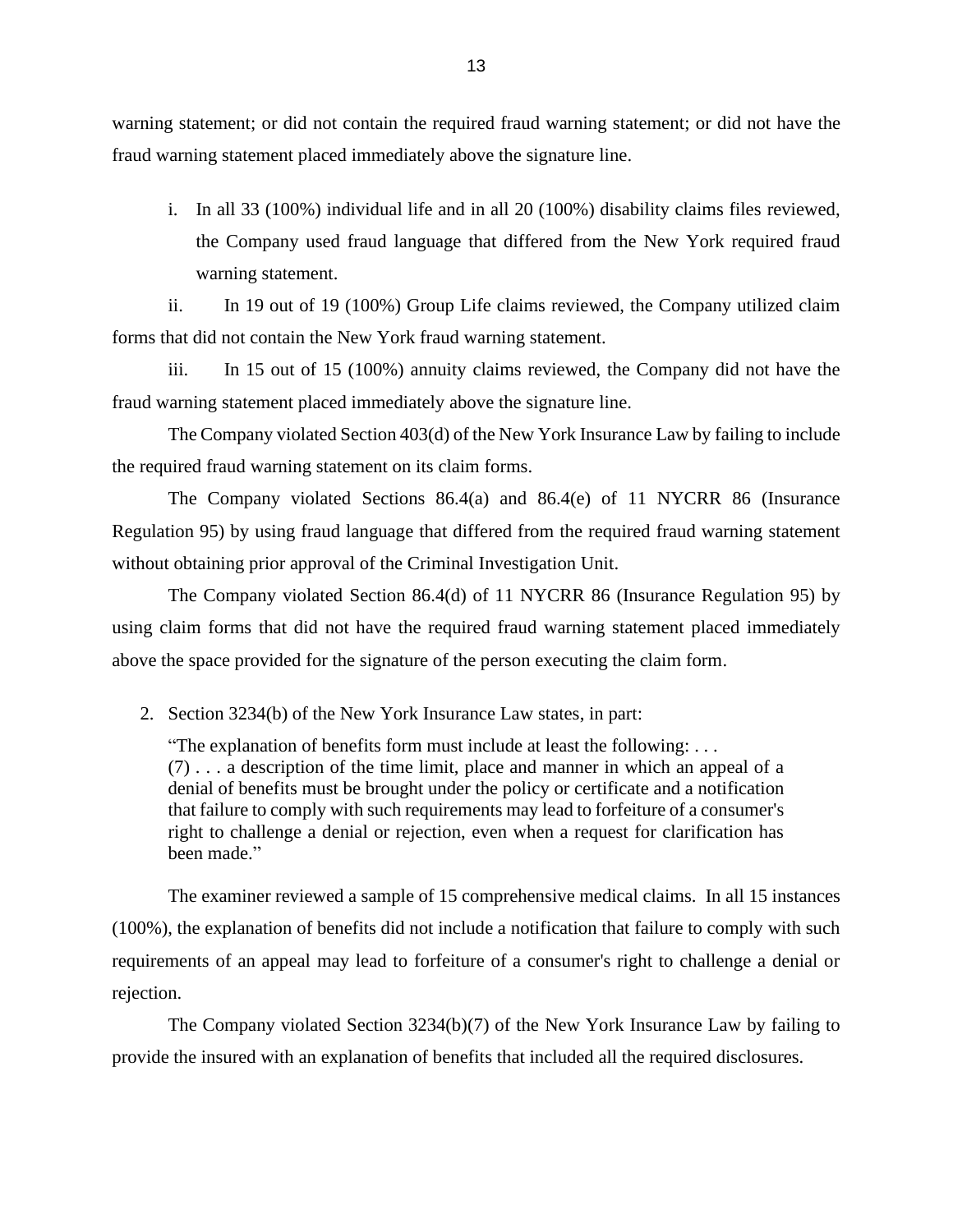warning statement; or did not contain the required fraud warning statement; or did not have the fraud warning statement placed immediately above the signature line.

i. In all 33 (100%) individual life and in all 20 (100%) disability claims files reviewed, the Company used fraud language that differed from the New York required fraud warning statement.

ii. In 19 out of 19 (100%) Group Life claims reviewed, the Company utilized claim forms that did not contain the New York fraud warning statement.

iii. In 15 out of 15 (100%) annuity claims reviewed, the Company did not have the fraud warning statement placed immediately above the signature line.

The Company violated Section 403(d) of the New York Insurance Law by failing to include the required fraud warning statement on its claim forms.

The Company violated Sections 86.4(a) and 86.4(e) of 11 NYCRR 86 (Insurance Regulation 95) by using fraud language that differed from the required fraud warning statement without obtaining prior approval of the Criminal Investigation Unit.

The Company violated Section 86.4(d) of 11 NYCRR 86 (Insurance Regulation 95) by using claim forms that did not have the required fraud warning statement placed immediately above the space provided for the signature of the person executing the claim form.

2. Section 3234(b) of the New York Insurance Law states, in part:

> "The explanation of benefits form must include at least the following: . . .
> (7) . . . a description of the time limit, place and manner in which an appeal of a denial of benefits must be brought under the policy or certificate and a notification that failure to comply with such requirements may lead to forfeiture of a consumer's right to challenge a denial or rejection, even when a request for clarification has been made."

The examiner reviewed a sample of 15 comprehensive medical claims. In all 15 instances (100%), the explanation of benefits did not include a notification that failure to comply with such requirements of an appeal may lead to forfeiture of a consumer's right to challenge a denial or rejection.

The Company violated Section 3234(b)(7) of the New York Insurance Law by failing to provide the insured with an explanation of benefits that included all the required disclosures.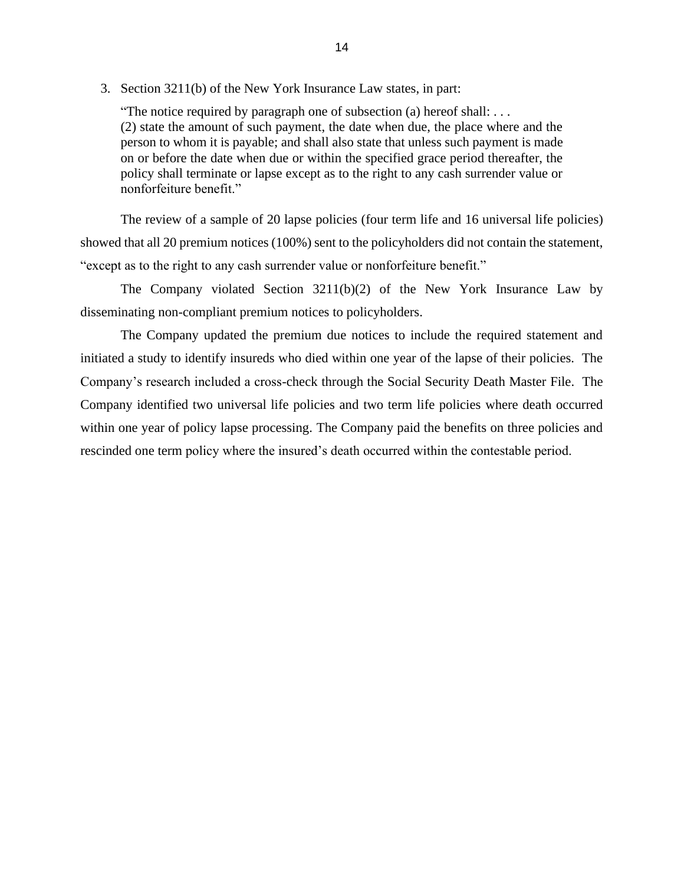3. Section 3211(b) of the New York Insurance Law states, in part:

   > "The notice required by paragraph one of subsection (a) hereof shall: . . .
   > (2) state the amount of such payment, the date when due, the place where and the person to whom it is payable; and shall also state that unless such payment is made on or before the date when due or within the specified grace period thereafter, the policy shall terminate or lapse except as to the right to any cash surrender value or nonforfeiture benefit."

The review of a sample of 20 lapse policies (four term life and 16 universal life policies) showed that all 20 premium notices (100%) sent to the policyholders did not contain the statement, "except as to the right to any cash surrender value or nonforfeiture benefit."

The Company violated Section 3211(b)(2) of the New York Insurance Law by disseminating non-compliant premium notices to policyholders.

The Company updated the premium due notices to include the required statement and initiated a study to identify insureds who died within one year of the lapse of their policies. The Company's research included a cross-check through the Social Security Death Master File. The Company identified two universal life policies and two term life policies where death occurred within one year of policy lapse processing. The Company paid the benefits on three policies and rescinded one term policy where the insured's death occurred within the contestable period.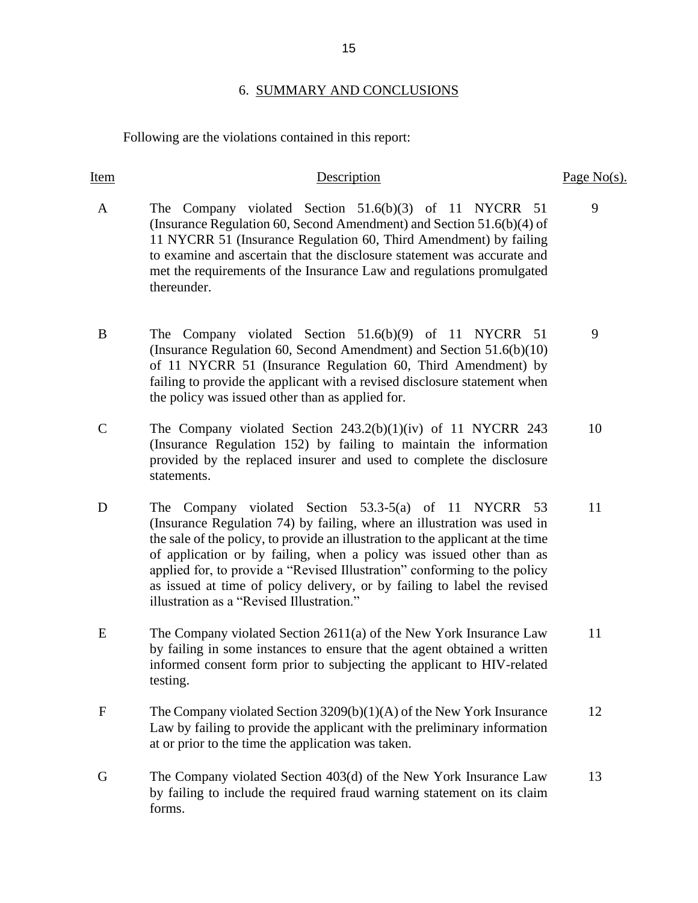## 6. SUMMARY AND CONCLUSIONS

Following are the violations contained in this report:

| Item | Description | Page No(s). |
|---|---|---|
| A | The Company violated Section 51.6(b)(3) of 11 NYCRR 51 (Insurance Regulation 60, Second Amendment) and Section 51.6(b)(4) of 11 NYCRR 51 (Insurance Regulation 60, Third Amendment) by failing to examine and ascertain that the disclosure statement was accurate and met the requirements of the Insurance Law and regulations promulgated thereunder. | 9 |
| B | The Company violated Section 51.6(b)(9) of 11 NYCRR 51 (Insurance Regulation 60, Second Amendment) and Section 51.6(b)(10) of 11 NYCRR 51 (Insurance Regulation 60, Third Amendment) by failing to provide the applicant with a revised disclosure statement when the policy was issued other than as applied for. | 9 |
| C | The Company violated Section 243.2(b)(1)(iv) of 11 NYCRR 243 (Insurance Regulation 152) by failing to maintain the information provided by the replaced insurer and used to complete the disclosure statements. | 10 |
| D | The Company violated Section 53.3-5(a) of 11 NYCRR 53 (Insurance Regulation 74) by failing, where an illustration was used in the sale of the policy, to provide an illustration to the applicant at the time of application or by failing, when a policy was issued other than as applied for, to provide a "Revised Illustration" conforming to the policy as issued at time of policy delivery, or by failing to label the revised illustration as a "Revised Illustration." | 11 |
| E | The Company violated Section 2611(a) of the New York Insurance Law by failing in some instances to ensure that the agent obtained a written informed consent form prior to subjecting the applicant to HIV-related testing. | 11 |
| F | The Company violated Section 3209(b)(1)(A) of the New York Insurance Law by failing to provide the applicant with the preliminary information at or prior to the time the application was taken. | 12 |
| G | The Company violated Section 403(d) of the New York Insurance Law by failing to include the required fraud warning statement on its claim forms. | 13 |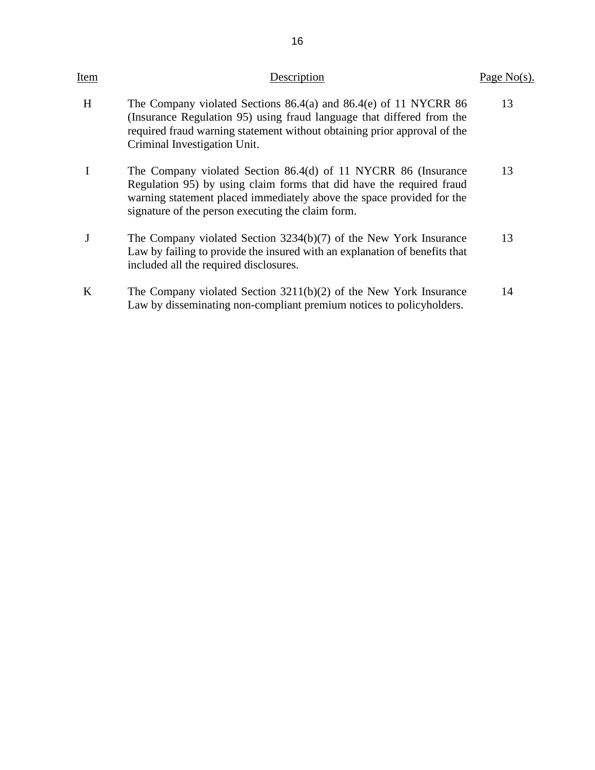| Item | Description | Page No(s). |
| --- | --- | --- |
| H | The Company violated Sections 86.4(a) and 86.4(e) of 11 NYCRR 86 (Insurance Regulation 95) using fraud language that differed from the required fraud warning statement without obtaining prior approval of the Criminal Investigation Unit. | 13 |
| I | The Company violated Section 86.4(d) of 11 NYCRR 86 (Insurance Regulation 95) by using claim forms that did have the required fraud warning statement placed immediately above the space provided for the signature of the person executing the claim form. | 13 |
| J | The Company violated Section 3234(b)(7) of the New York Insurance Law by failing to provide the insured with an explanation of benefits that included all the required disclosures. | 13 |
| K | The Company violated Section 3211(b)(2) of the New York Insurance Law by disseminating non-compliant premium notices to policyholders. | 14 |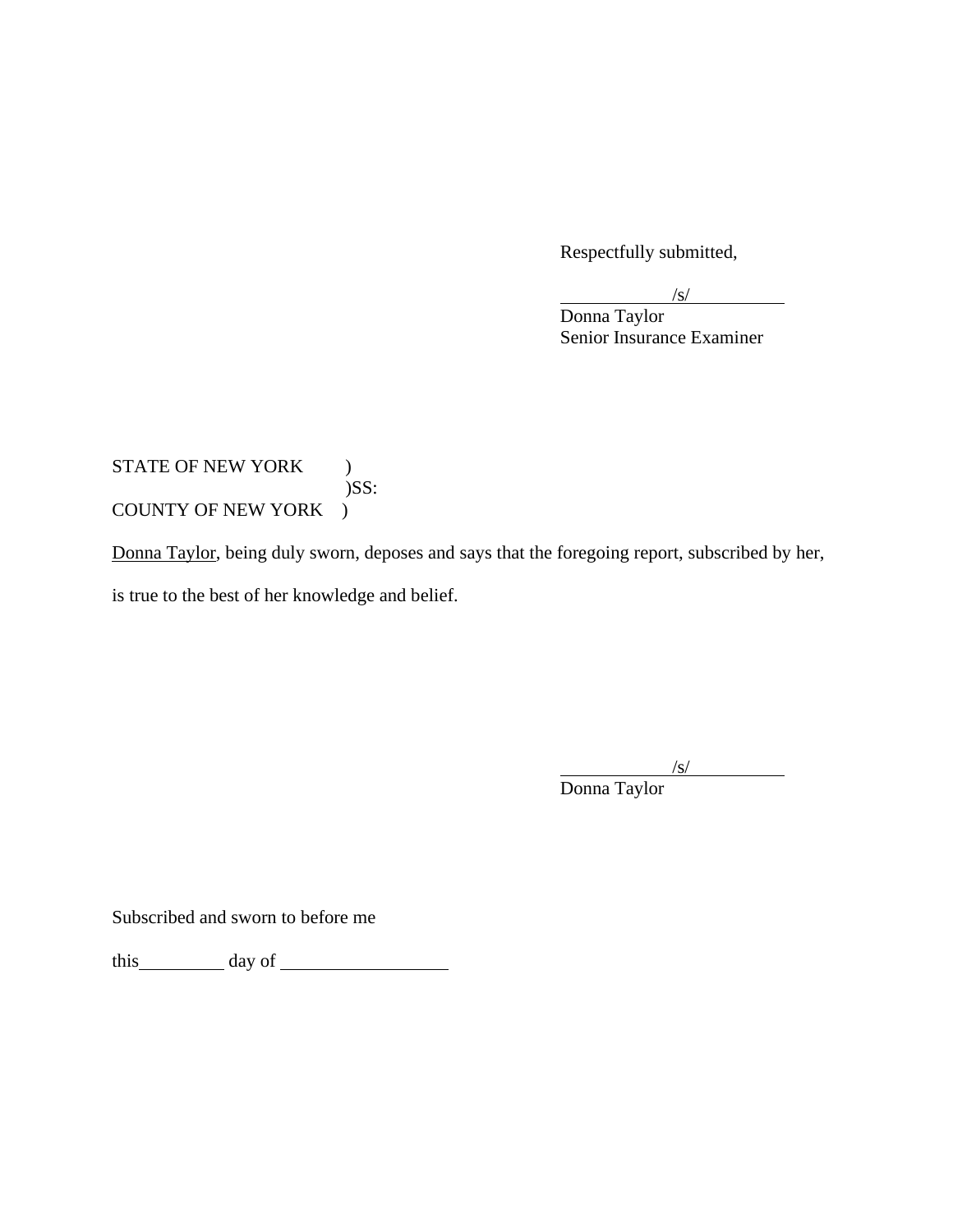Respectfully submitted,

/s/

Donna Taylor
Senior Insurance Examiner

STATE OF NEW YORK )
)SS:
COUNTY OF NEW YORK )

Donna Taylor, being duly sworn, deposes and says that the foregoing report, subscribed by her, is true to the best of her knowledge and belief.

/s/

Donna Taylor

Subscribed and sworn to before me

this __________ day of ____________________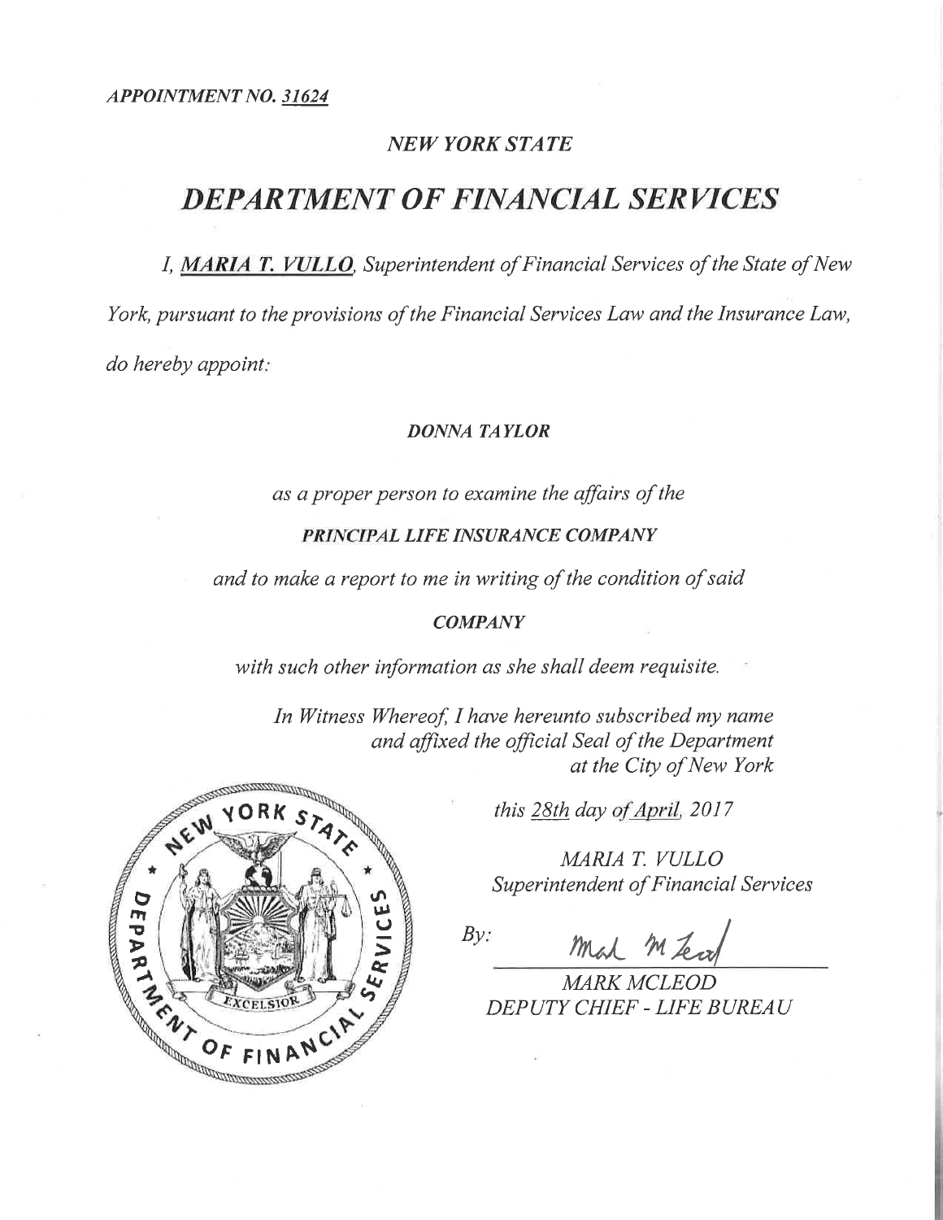*APPOINTMENT NO. 31624*

## *NEW YORK STATE*

# *DEPARTMENT OF FINANCIAL SERVICES*

*I, **MARIA T. VULLO**, Superintendent of Financial Services of the State of New York, pursuant to the provisions of the Financial Services Law and the Insurance Law, do hereby appoint:*

***DONNA TAYLOR***

*as a proper person to examine the affairs of the*

***PRINCIPAL LIFE INSURANCE COMPANY***

*and to make a report to me in writing of the condition of said*

***COMPANY***

*with such other information as she shall deem requisite.*

*In Witness Whereof, I have hereunto subscribed my name and affixed the official Seal of the Department at the City of New York*

*this 28th day of April, 2017*

*MARIA T. VULLO*
*Superintendent of Financial Services*

*By:*

*MARK MCLEOD*
*DEPUTY CHIEF - LIFE BUREAU*